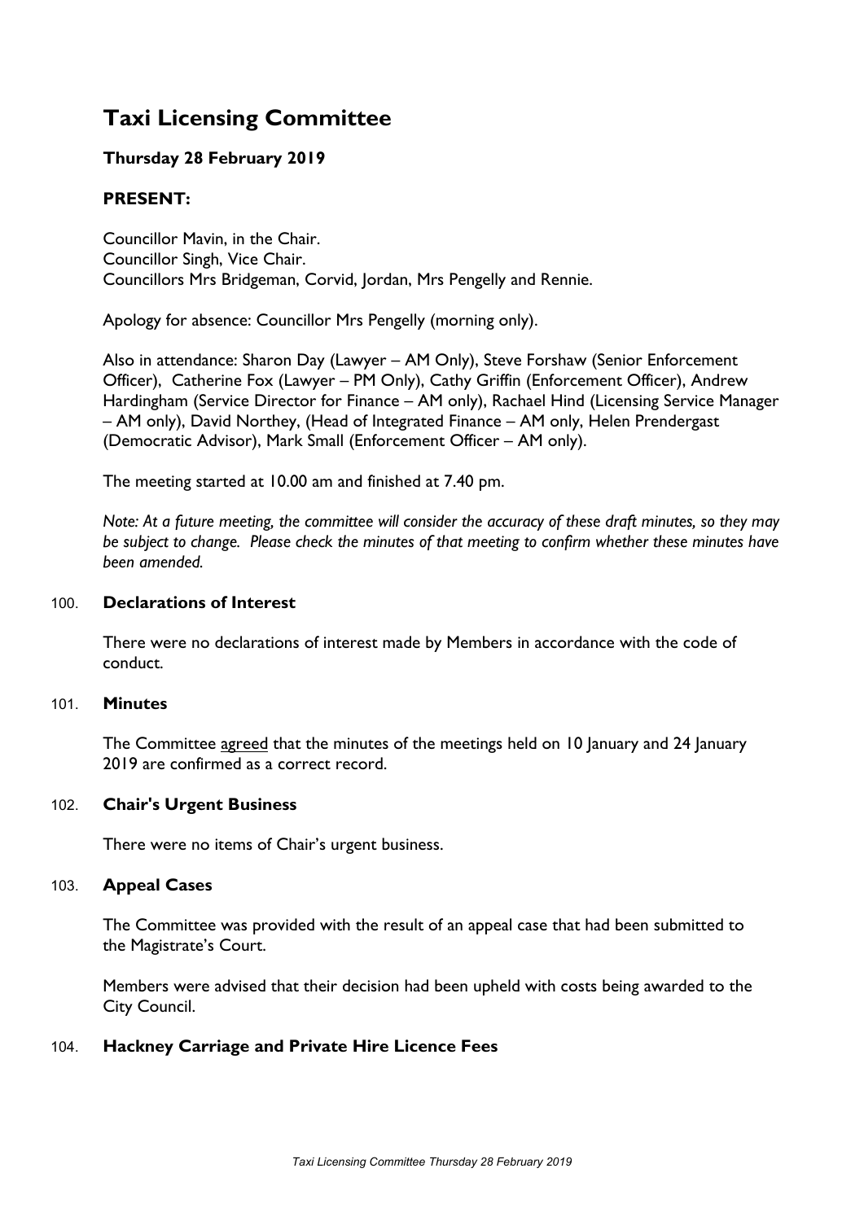# Taxi Licensing Committee

**Thursday 28 February 2019**

**PRESENT:**

Councillor Mavin, in the Chair.
Councillor Singh, Vice Chair.
Councillors Mrs Bridgeman, Corvid, Jordan, Mrs Pengelly and Rennie.

Apology for absence: Councillor Mrs Pengelly (morning only).

Also in attendance: Sharon Day (Lawyer – AM Only), Steve Forshaw (Senior Enforcement Officer), Catherine Fox (Lawyer – PM Only), Cathy Griffin (Enforcement Officer), Andrew Hardingham (Service Director for Finance – AM only), Rachael Hind (Licensing Service Manager – AM only), David Northey, (Head of Integrated Finance – AM only, Helen Prendergast (Democratic Advisor), Mark Small (Enforcement Officer – AM only).

The meeting started at 10.00 am and finished at 7.40 pm.

*Note: At a future meeting, the committee will consider the accuracy of these draft minutes, so they may be subject to change. Please check the minutes of that meeting to confirm whether these minutes have been amended.*

## 100. Declarations of Interest

There were no declarations of interest made by Members in accordance with the code of conduct.

## 101. Minutes

The Committee agreed that the minutes of the meetings held on 10 January and 24 January 2019 are confirmed as a correct record.

## 102. Chair's Urgent Business

There were no items of Chair's urgent business.

## 103. Appeal Cases

The Committee was provided with the result of an appeal case that had been submitted to the Magistrate's Court.

Members were advised that their decision had been upheld with costs being awarded to the City Council.

## 104. Hackney Carriage and Private Hire Licence Fees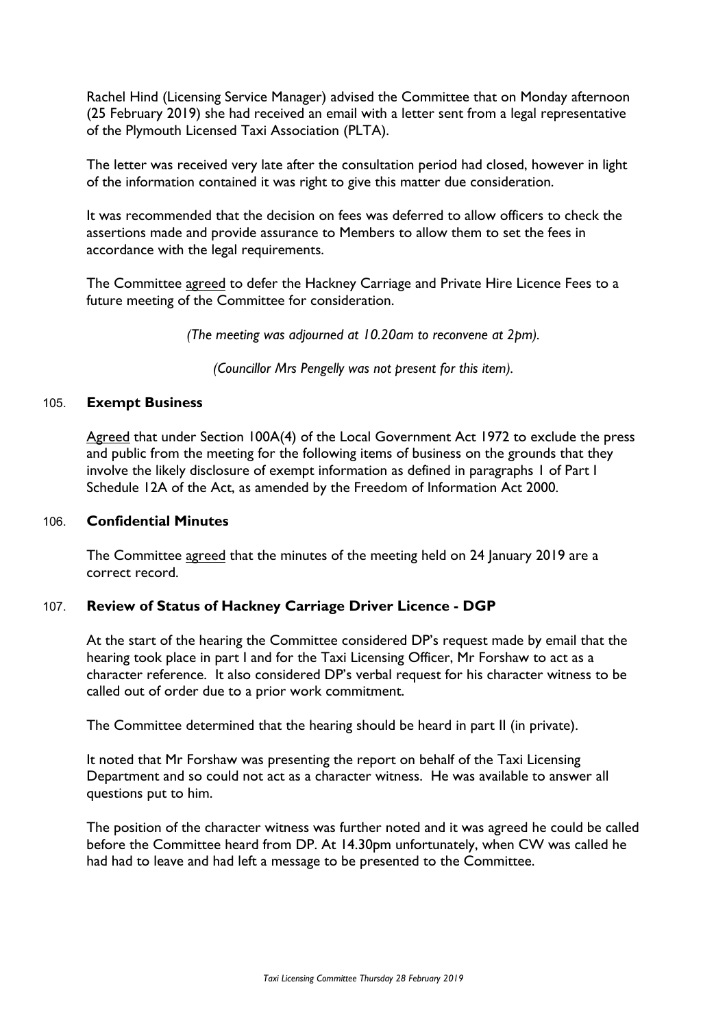Rachel Hind (Licensing Service Manager) advised the Committee that on Monday afternoon (25 February 2019) she had received an email with a letter sent from a legal representative of the Plymouth Licensed Taxi Association (PLTA).

The letter was received very late after the consultation period had closed, however in light of the information contained it was right to give this matter due consideration.

It was recommended that the decision on fees was deferred to allow officers to check the assertions made and provide assurance to Members to allow them to set the fees in accordance with the legal requirements.

The Committee agreed to defer the Hackney Carriage and Private Hire Licence Fees to a future meeting of the Committee for consideration.

*(The meeting was adjourned at 10.20am to reconvene at 2pm).*

*(Councillor Mrs Pengelly was not present for this item).*

### 105. **Exempt Business**

Agreed that under Section 100A(4) of the Local Government Act 1972 to exclude the press and public from the meeting for the following items of business on the grounds that they involve the likely disclosure of exempt information as defined in paragraphs 1 of Part I Schedule 12A of the Act, as amended by the Freedom of Information Act 2000.

### 106. **Confidential Minutes**

The Committee agreed that the minutes of the meeting held on 24 January 2019 are a correct record.

### 107. **Review of Status of Hackney Carriage Driver Licence - DGP**

At the start of the hearing the Committee considered DP's request made by email that the hearing took place in part I and for the Taxi Licensing Officer, Mr Forshaw to act as a character reference. It also considered DP's verbal request for his character witness to be called out of order due to a prior work commitment.

The Committee determined that the hearing should be heard in part II (in private).

It noted that Mr Forshaw was presenting the report on behalf of the Taxi Licensing Department and so could not act as a character witness. He was available to answer all questions put to him.

The position of the character witness was further noted and it was agreed he could be called before the Committee heard from DP. At 14.30pm unfortunately, when CW was called he had had to leave and had left a message to be presented to the Committee.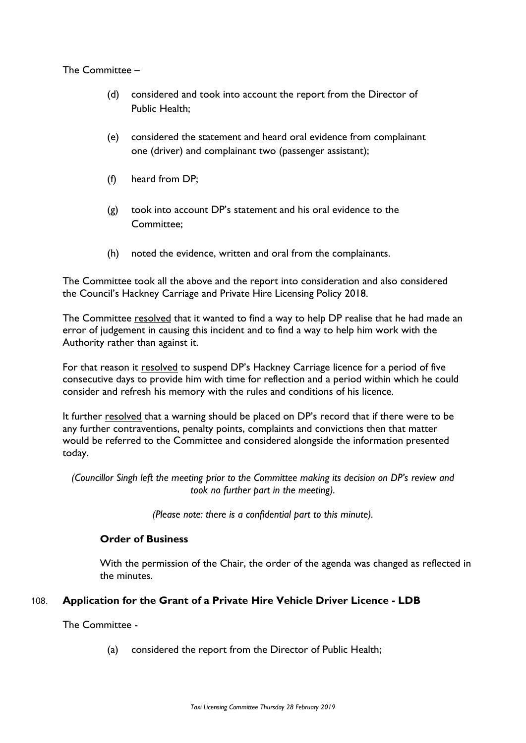The Committee –

(d) considered and took into account the report from the Director of Public Health;

(e) considered the statement and heard oral evidence from complainant one (driver) and complainant two (passenger assistant);

(f) heard from DP;

(g) took into account DP's statement and his oral evidence to the Committee;

(h) noted the evidence, written and oral from the complainants.

The Committee took all the above and the report into consideration and also considered the Council's Hackney Carriage and Private Hire Licensing Policy 2018.

The Committee resolved that it wanted to find a way to help DP realise that he had made an error of judgement in causing this incident and to find a way to help him work with the Authority rather than against it.

For that reason it resolved to suspend DP's Hackney Carriage licence for a period of five consecutive days to provide him with time for reflection and a period within which he could consider and refresh his memory with the rules and conditions of his licence.

It further resolved that a warning should be placed on DP's record that if there were to be any further contraventions, penalty points, complaints and convictions then that matter would be referred to the Committee and considered alongside the information presented today.

*(Councillor Singh left the meeting prior to the Committee making its decision on DP's review and took no further part in the meeting).*

*(Please note: there is a confidential part to this minute).*

**Order of Business**

With the permission of the Chair, the order of the agenda was changed as reflected in the minutes.

## 108. Application for the Grant of a Private Hire Vehicle Driver Licence - LDB

The Committee -

(a) considered the report from the Director of Public Health;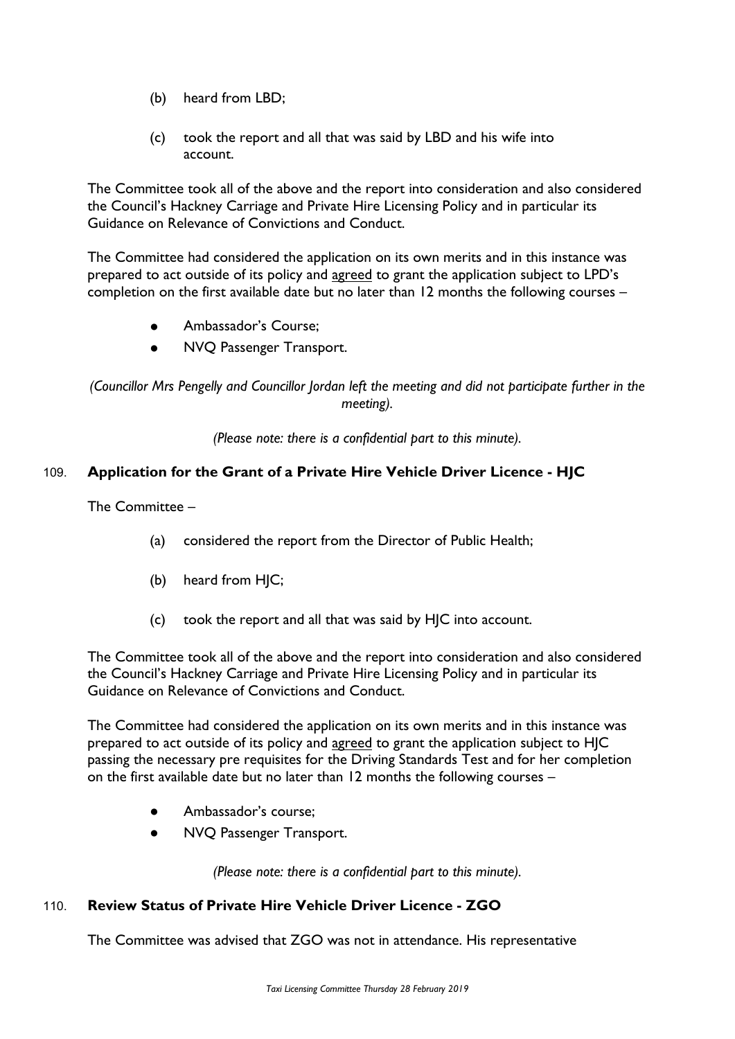(b) heard from LBD;

(c) took the report and all that was said by LBD and his wife into account.

The Committee took all of the above and the report into consideration and also considered the Council's Hackney Carriage and Private Hire Licensing Policy and in particular its Guidance on Relevance of Convictions and Conduct.

The Committee had considered the application on its own merits and in this instance was prepared to act outside of its policy and agreed to grant the application subject to LPD's completion on the first available date but no later than 12 months the following courses –

- Ambassador's Course;
- NVQ Passenger Transport.

*(Councillor Mrs Pengelly and Councillor Jordan left the meeting and did not participate further in the meeting).*

*(Please note: there is a confidential part to this minute).*

### 109. Application for the Grant of a Private Hire Vehicle Driver Licence - HJC

The Committee –

(a) considered the report from the Director of Public Health;

(b) heard from HJC;

(c) took the report and all that was said by HJC into account.

The Committee took all of the above and the report into consideration and also considered the Council's Hackney Carriage and Private Hire Licensing Policy and in particular its Guidance on Relevance of Convictions and Conduct.

The Committee had considered the application on its own merits and in this instance was prepared to act outside of its policy and agreed to grant the application subject to HJC passing the necessary pre requisites for the Driving Standards Test and for her completion on the first available date but no later than 12 months the following courses –

- Ambassador's course;
- NVQ Passenger Transport.

*(Please note: there is a confidential part to this minute).*

### 110. Review Status of Private Hire Vehicle Driver Licence - ZGO

The Committee was advised that ZGO was not in attendance. His representative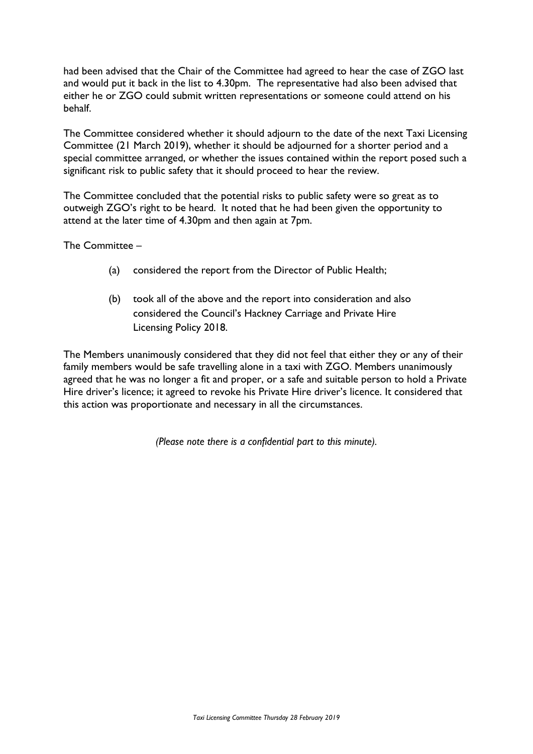had been advised that the Chair of the Committee had agreed to hear the case of ZGO last and would put it back in the list to 4.30pm. The representative had also been advised that either he or ZGO could submit written representations or someone could attend on his behalf.

The Committee considered whether it should adjourn to the date of the next Taxi Licensing Committee (21 March 2019), whether it should be adjourned for a shorter period and a special committee arranged, or whether the issues contained within the report posed such a significant risk to public safety that it should proceed to hear the review.

The Committee concluded that the potential risks to public safety were so great as to outweigh ZGO's right to be heard. It noted that he had been given the opportunity to attend at the later time of 4.30pm and then again at 7pm.

The Committee –

(a) considered the report from the Director of Public Health;

(b) took all of the above and the report into consideration and also considered the Council's Hackney Carriage and Private Hire Licensing Policy 2018.

The Members unanimously considered that they did not feel that either they or any of their family members would be safe travelling alone in a taxi with ZGO. Members unanimously agreed that he was no longer a fit and proper, or a safe and suitable person to hold a Private Hire driver's licence; it agreed to revoke his Private Hire driver's licence. It considered that this action was proportionate and necessary in all the circumstances.

*(Please note there is a confidential part to this minute).*